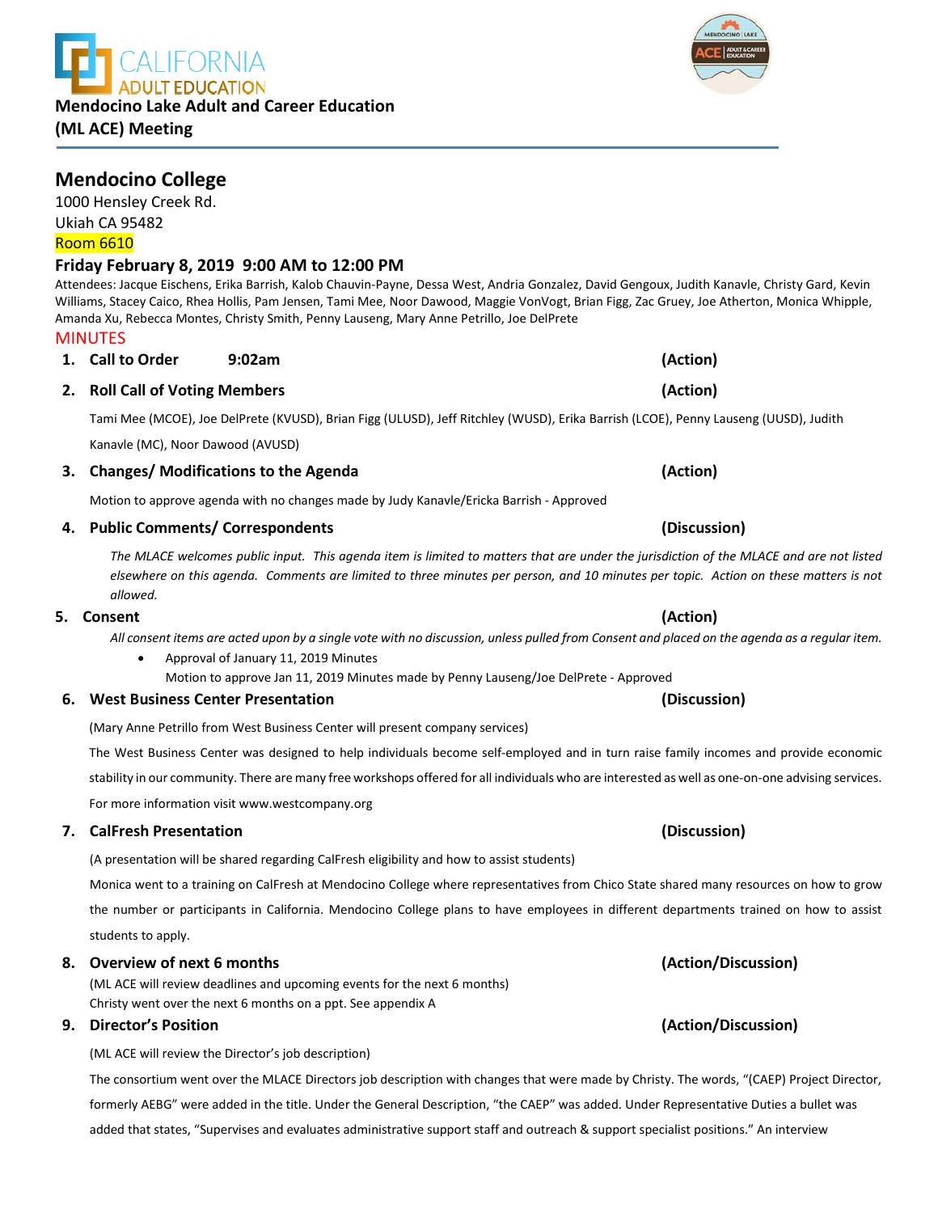CALIFORNIA ADULT EDUCATION

**Mendocino Lake Adult and Career Education (ML ACE) Meeting**

## Mendocino College

1000 Hensley Creek Rd.
Ukiah CA 95482
Room 6610

### Friday February 8, 2019 9:00 AM to 12:00 PM

Attendees: Jacque Eischens, Erika Barrish, Kalob Chauvin-Payne, Dessa West, Andria Gonzalez, David Gengoux, Judith Kanavle, Christy Gard, Kevin Williams, Stacey Caico, Rhea Hollis, Pam Jensen, Tami Mee, Noor Dawood, Maggie VonVogt, Brian Figg, Zac Gruey, Joe Atherton, Monica Whipple, Amanda Xu, Rebecca Montes, Christy Smith, Penny Lauseng, Mary Anne Petrillo, Joe DelPrete

MINUTES

1. **Call to Order 9:02am** **(Action)**

2. **Roll Call of Voting Members** **(Action)**

   Tami Mee (MCOE), Joe DelPrete (KVUSD), Brian Figg (ULUSD), Jeff Ritchley (WUSD), Erika Barrish (LCOE), Penny Lauseng (UUSD), Judith Kanavle (MC), Noor Dawood (AVUSD)

3. **Changes/ Modifications to the Agenda** **(Action)**

   Motion to approve agenda with no changes made by Judy Kanavle/Ericka Barrish - Approved

4. **Public Comments/ Correspondents** **(Discussion)**

   *The MLACE welcomes public input. This agenda item is limited to matters that are under the jurisdiction of the MLACE and are not listed elsewhere on this agenda. Comments are limited to three minutes per person, and 10 minutes per topic. Action on these matters is not allowed.*

5. **Consent** **(Action)**

   *All consent items are acted upon by a single vote with no discussion, unless pulled from Consent and placed on the agenda as a regular item.*

   - Approval of January 11, 2019 Minutes
     Motion to approve Jan 11, 2019 Minutes made by Penny Lauseng/Joe DelPrete - Approved

6. **West Business Center Presentation** **(Discussion)**

   (Mary Anne Petrillo from West Business Center will present company services)

   The West Business Center was designed to help individuals become self-employed and in turn raise family incomes and provide economic stability in our community. There are many free workshops offered for all individuals who are interested as well as one-on-one advising services. For more information visit www.westcompany.org

7. **CalFresh Presentation** **(Discussion)**

   (A presentation will be shared regarding CalFresh eligibility and how to assist students)

   Monica went to a training on CalFresh at Mendocino College where representatives from Chico State shared many resources on how to grow the number or participants in California. Mendocino College plans to have employees in different departments trained on how to assist students to apply.

8. **Overview of next 6 months** **(Action/Discussion)**

   (ML ACE will review deadlines and upcoming events for the next 6 months)
   Christy went over the next 6 months on a ppt. See appendix A

9. **Director's Position** **(Action/Discussion)**

   (ML ACE will review the Director's job description)

   The consortium went over the MLACE Directors job description with changes that were made by Christy. The words, "(CAEP) Project Director, formerly AEBG" were added in the title. Under the General Description, "the CAEP" was added. Under Representative Duties a bullet was added that states, "Supervises and evaluates administrative support staff and outreach & support specialist positions." An interview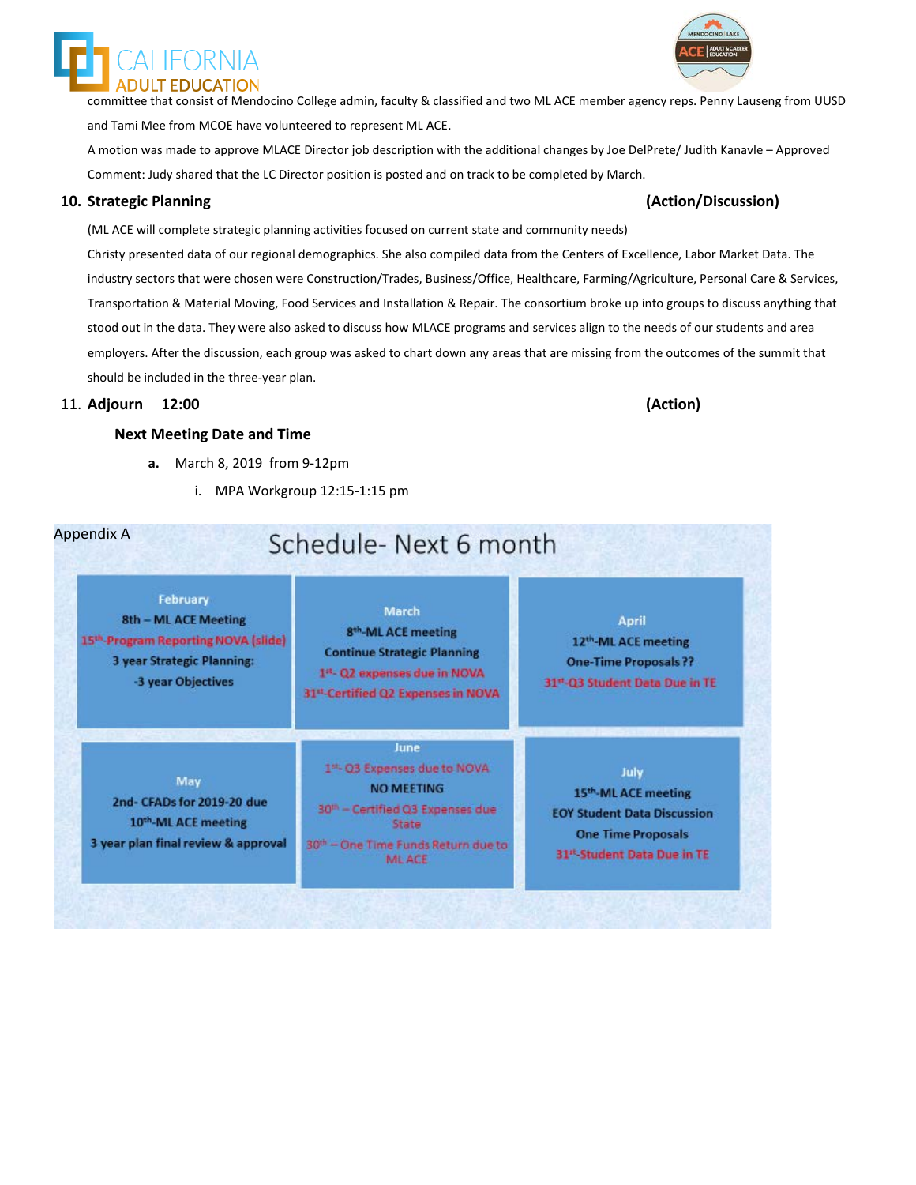committee that consist of Mendocino College admin, faculty & classified and two ML ACE member agency reps. Penny Lauseng from UUSD and Tami Mee from MCOE have volunteered to represent ML ACE.

A motion was made to approve MLACE Director job description with the additional changes by Joe DelPrete/ Judith Kanavle – Approved

Comment: Judy shared that the LC Director position is posted and on track to be completed by March.

**10. Strategic Planning** **(Action/Discussion)**

(ML ACE will complete strategic planning activities focused on current state and community needs)

Christy presented data of our regional demographics. She also compiled data from the Centers of Excellence, Labor Market Data. The industry sectors that were chosen were Construction/Trades, Business/Office, Healthcare, Farming/Agriculture, Personal Care & Services, Transportation & Material Moving, Food Services and Installation & Repair. The consortium broke up into groups to discuss anything that stood out in the data. They were also asked to discuss how MLACE programs and services align to the needs of our students and area employers. After the discussion, each group was asked to chart down any areas that are missing from the outcomes of the summit that should be included in the three-year plan.

11. **Adjourn 12:00** **(Action)**

**Next Meeting Date and Time**

a. March 8, 2019 from 9-12pm
   i. MPA Workgroup 12:15-1:15 pm

Appendix A

Schedule- Next 6 month

February
8th – ML ACE Meeting
15th-Program Reporting NOVA (slide)
3 year Strategic Planning:
-3 year Objectives

March
8th-ML ACE meeting
Continue Strategic Planning
1st- Q2 expenses due in NOVA
31st-Certified Q2 Expenses in NOVA

April
12th-ML ACE meeting
One-Time Proposals ??
31st-Q3 Student Data Due in TE

May
2nd- CFADs for 2019-20 due
10th-ML ACE meeting
3 year plan final review & approval

June
1st- Q3 Expenses due to NOVA
NO MEETING
30th – Certified Q3 Expenses due State
30th – One Time Funds Return due to ML ACE

July
15th-ML ACE meeting
EOY Student Data Discussion
One Time Proposals
31st-Student Data Due in TE